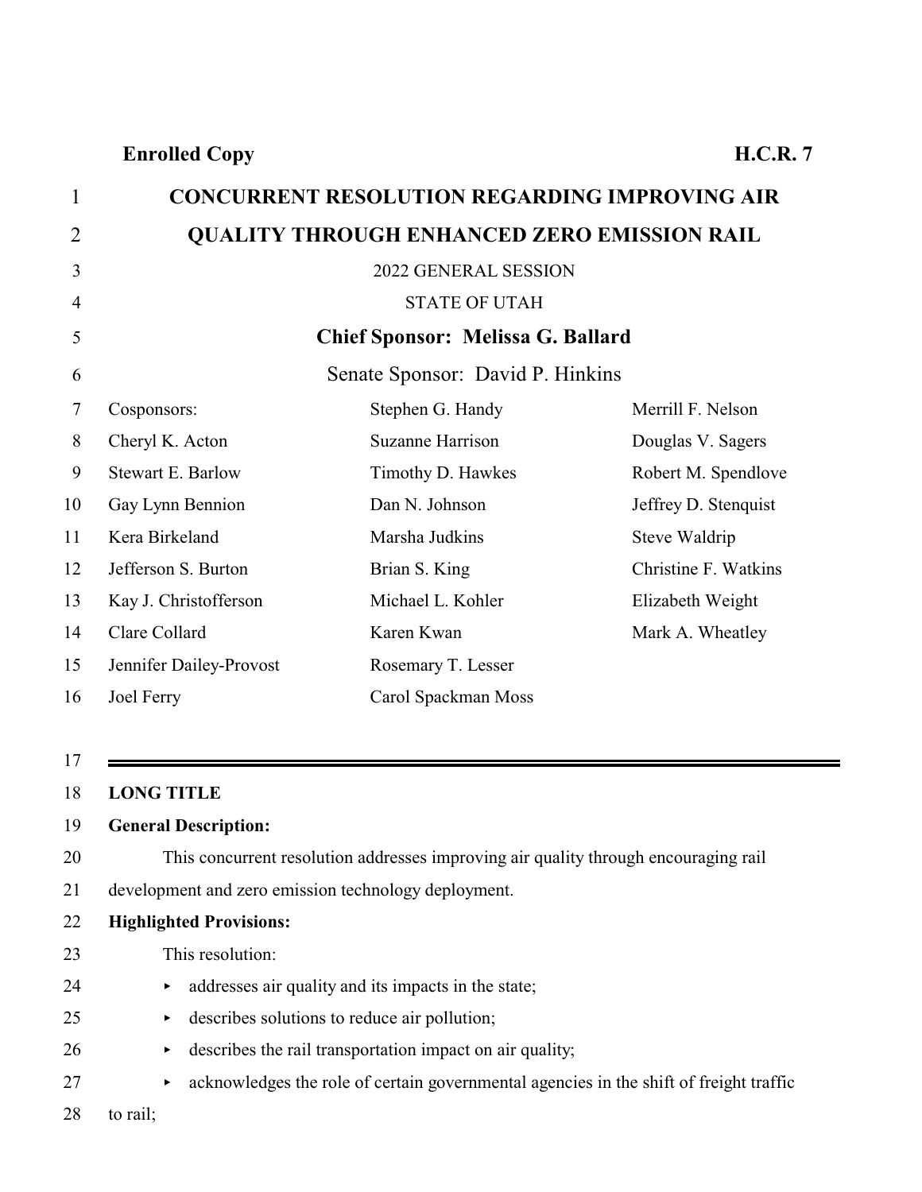**Enrolled Copy** **H.C.R. 7**

# CONCURRENT RESOLUTION REGARDING IMPROVING AIR QUALITY THROUGH ENHANCED ZERO EMISSION RAIL

2022 GENERAL SESSION

STATE OF UTAH

**Chief Sponsor: Melissa G. Ballard**

Senate Sponsor: David P. Hinkins

| | | |
|---|---|---|
| Cosponsors: | Stephen G. Handy | Merrill F. Nelson |
| Cheryl K. Acton | Suzanne Harrison | Douglas V. Sagers |
| Stewart E. Barlow | Timothy D. Hawkes | Robert M. Spendlove |
| Gay Lynn Bennion | Dan N. Johnson | Jeffrey D. Stenquist |
| Kera Birkeland | Marsha Judkins | Steve Waldrip |
| Jefferson S. Burton | Brian S. King | Christine F. Watkins |
| Kay J. Christofferson | Michael L. Kohler | Elizabeth Weight |
| Clare Collard | Karen Kwan | Mark A. Wheatley |
| Jennifer Dailey-Provost | Rosemary T. Lesser | |
| Joel Ferry | Carol Spackman Moss | |

---

**LONG TITLE**

**General Description:**

This concurrent resolution addresses improving air quality through encouraging rail development and zero emission technology deployment.

**Highlighted Provisions:**

This resolution:

- addresses air quality and its impacts in the state;
- describes solutions to reduce air pollution;
- describes the rail transportation impact on air quality;
- acknowledges the role of certain governmental agencies in the shift of freight traffic to rail;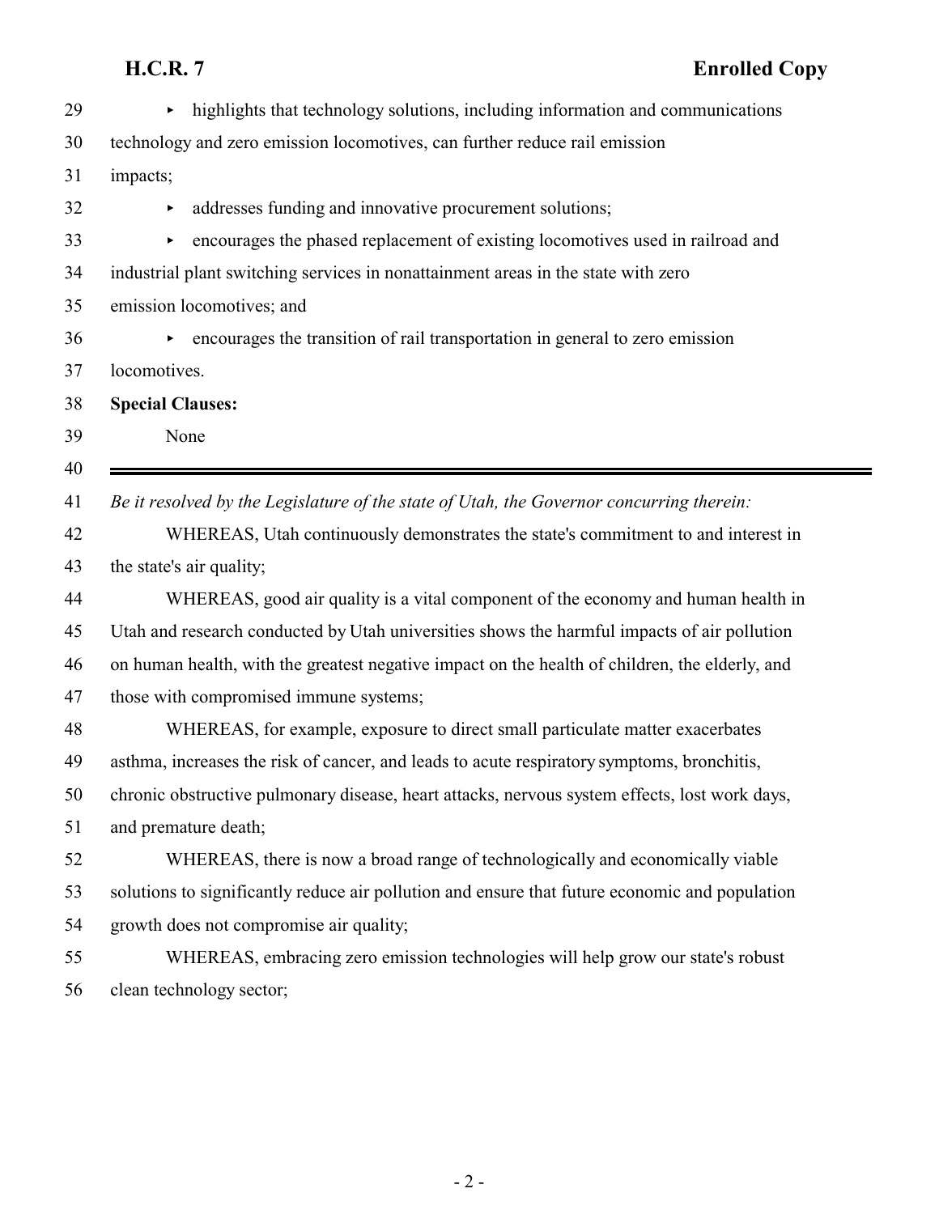- highlights that technology solutions, including information and communications technology and zero emission locomotives, can further reduce rail emission impacts;
- addresses funding and innovative procurement solutions;
- encourages the phased replacement of existing locomotives used in railroad and industrial plant switching services in nonattainment areas in the state with zero emission locomotives; and
- encourages the transition of rail transportation in general to zero emission locomotives.

**Special Clauses:**

None

---

*Be it resolved by the Legislature of the state of Utah, the Governor concurring therein:*

WHEREAS, Utah continuously demonstrates the state's commitment to and interest in the state's air quality;

WHEREAS, good air quality is a vital component of the economy and human health in Utah and research conducted by Utah universities shows the harmful impacts of air pollution on human health, with the greatest negative impact on the health of children, the elderly, and those with compromised immune systems;

WHEREAS, for example, exposure to direct small particulate matter exacerbates asthma, increases the risk of cancer, and leads to acute respiratory symptoms, bronchitis, chronic obstructive pulmonary disease, heart attacks, nervous system effects, lost work days, and premature death;

WHEREAS, there is now a broad range of technologically and economically viable solutions to significantly reduce air pollution and ensure that future economic and population growth does not compromise air quality;

WHEREAS, embracing zero emission technologies will help grow our state's robust clean technology sector;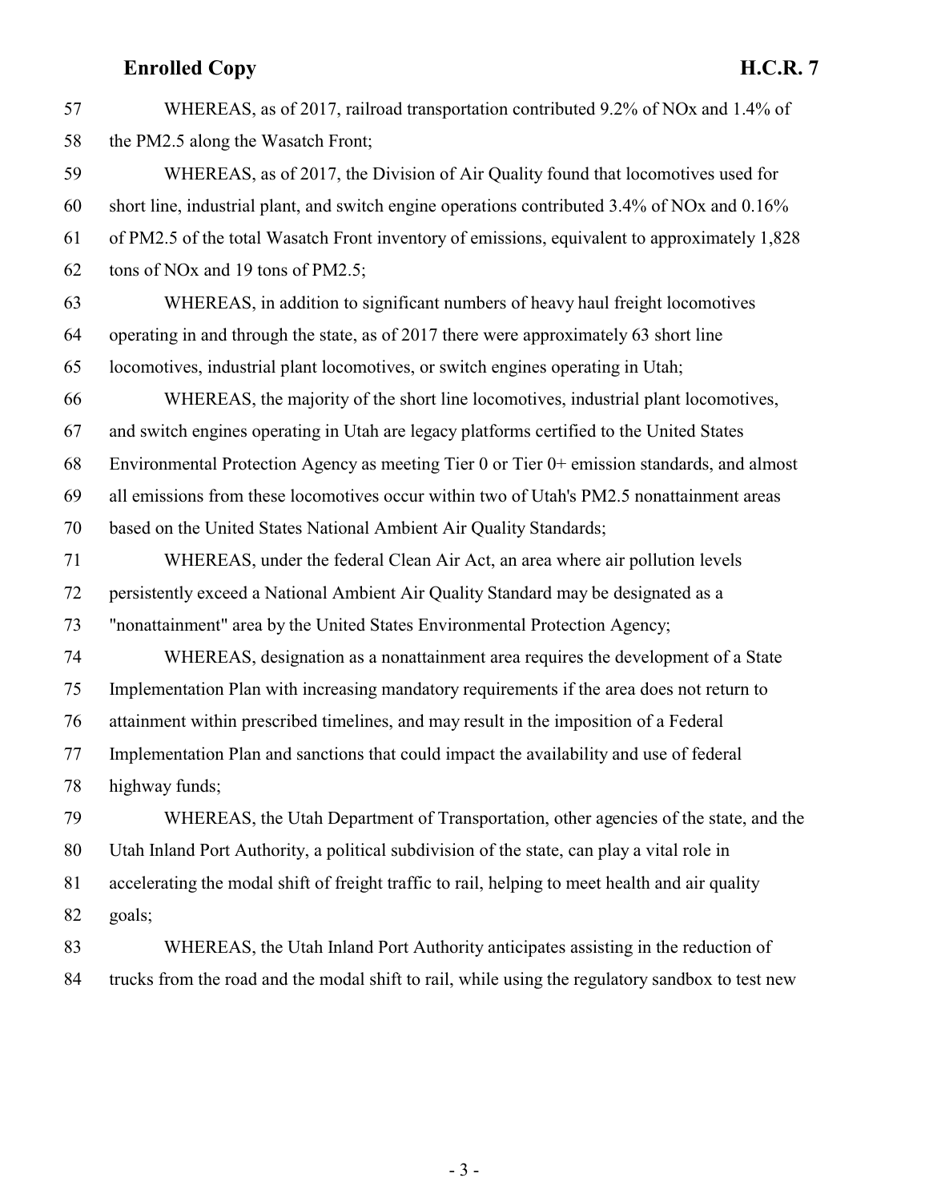WHEREAS, as of 2017, railroad transportation contributed 9.2% of NOx and 1.4% of the PM2.5 along the Wasatch Front;

WHEREAS, as of 2017, the Division of Air Quality found that locomotives used for short line, industrial plant, and switch engine operations contributed 3.4% of NOx and 0.16% of PM2.5 of the total Wasatch Front inventory of emissions, equivalent to approximately 1,828 tons of NOx and 19 tons of PM2.5;

WHEREAS, in addition to significant numbers of heavy haul freight locomotives operating in and through the state, as of 2017 there were approximately 63 short line locomotives, industrial plant locomotives, or switch engines operating in Utah;

WHEREAS, the majority of the short line locomotives, industrial plant locomotives, and switch engines operating in Utah are legacy platforms certified to the United States Environmental Protection Agency as meeting Tier 0 or Tier 0+ emission standards, and almost all emissions from these locomotives occur within two of Utah's PM2.5 nonattainment areas based on the United States National Ambient Air Quality Standards;

WHEREAS, under the federal Clean Air Act, an area where air pollution levels persistently exceed a National Ambient Air Quality Standard may be designated as a "nonattainment" area by the United States Environmental Protection Agency;

WHEREAS, designation as a nonattainment area requires the development of a State Implementation Plan with increasing mandatory requirements if the area does not return to attainment within prescribed timelines, and may result in the imposition of a Federal Implementation Plan and sanctions that could impact the availability and use of federal highway funds;

WHEREAS, the Utah Department of Transportation, other agencies of the state, and the Utah Inland Port Authority, a political subdivision of the state, can play a vital role in accelerating the modal shift of freight traffic to rail, helping to meet health and air quality goals;

WHEREAS, the Utah Inland Port Authority anticipates assisting in the reduction of trucks from the road and the modal shift to rail, while using the regulatory sandbox to test new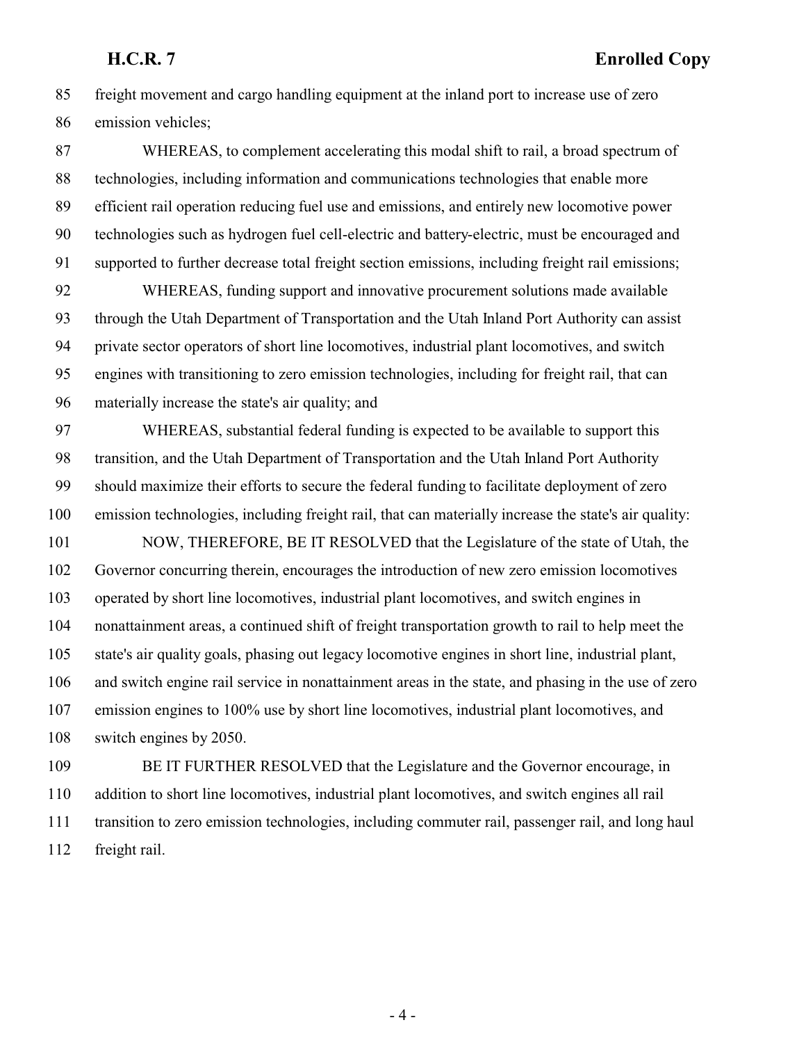freight movement and cargo handling equipment at the inland port to increase use of zero emission vehicles;

WHEREAS, to complement accelerating this modal shift to rail, a broad spectrum of technologies, including information and communications technologies that enable more efficient rail operation reducing fuel use and emissions, and entirely new locomotive power technologies such as hydrogen fuel cell-electric and battery-electric, must be encouraged and supported to further decrease total freight section emissions, including freight rail emissions;

WHEREAS, funding support and innovative procurement solutions made available through the Utah Department of Transportation and the Utah Inland Port Authority can assist private sector operators of short line locomotives, industrial plant locomotives, and switch engines with transitioning to zero emission technologies, including for freight rail, that can materially increase the state's air quality; and

WHEREAS, substantial federal funding is expected to be available to support this transition, and the Utah Department of Transportation and the Utah Inland Port Authority should maximize their efforts to secure the federal funding to facilitate deployment of zero emission technologies, including freight rail, that can materially increase the state's air quality:

NOW, THEREFORE, BE IT RESOLVED that the Legislature of the state of Utah, the Governor concurring therein, encourages the introduction of new zero emission locomotives operated by short line locomotives, industrial plant locomotives, and switch engines in nonattainment areas, a continued shift of freight transportation growth to rail to help meet the state's air quality goals, phasing out legacy locomotive engines in short line, industrial plant, and switch engine rail service in nonattainment areas in the state, and phasing in the use of zero emission engines to 100% use by short line locomotives, industrial plant locomotives, and switch engines by 2050.

BE IT FURTHER RESOLVED that the Legislature and the Governor encourage, in addition to short line locomotives, industrial plant locomotives, and switch engines all rail transition to zero emission technologies, including commuter rail, passenger rail, and long haul freight rail.